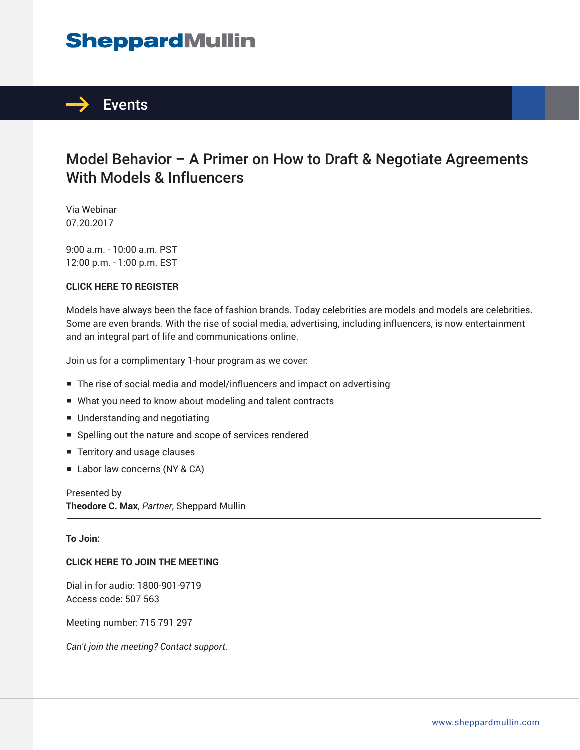# SheppardMullin

## Events

# Model Behavior – A Primer on How to Draft & Negotiate Agreements With Models & Influencers

Via Webinar
07.20.2017

9:00 a.m. - 10:00 a.m. PST
12:00 p.m. - 1:00 p.m. EST

**CLICK HERE TO REGISTER**

Models have always been the face of fashion brands. Today celebrities are models and models are celebrities. Some are even brands. With the rise of social media, advertising, including influencers, is now entertainment and an integral part of life and communications online.

Join us for a complimentary 1-hour program as we cover:

- The rise of social media and model/influencers and impact on advertising
- What you need to know about modeling and talent contracts
- Understanding and negotiating
- Spelling out the nature and scope of services rendered
- Territory and usage clauses
- Labor law concerns (NY & CA)

Presented by
**Theodore C. Max**, *Partner*, Sheppard Mullin

---

**To Join:**

**CLICK HERE TO JOIN THE MEETING**

Dial in for audio: 1800-901-9719
Access code: 507 563

Meeting number: 715 791 297

*Can't join the meeting? Contact support.*

www.sheppardmullin.com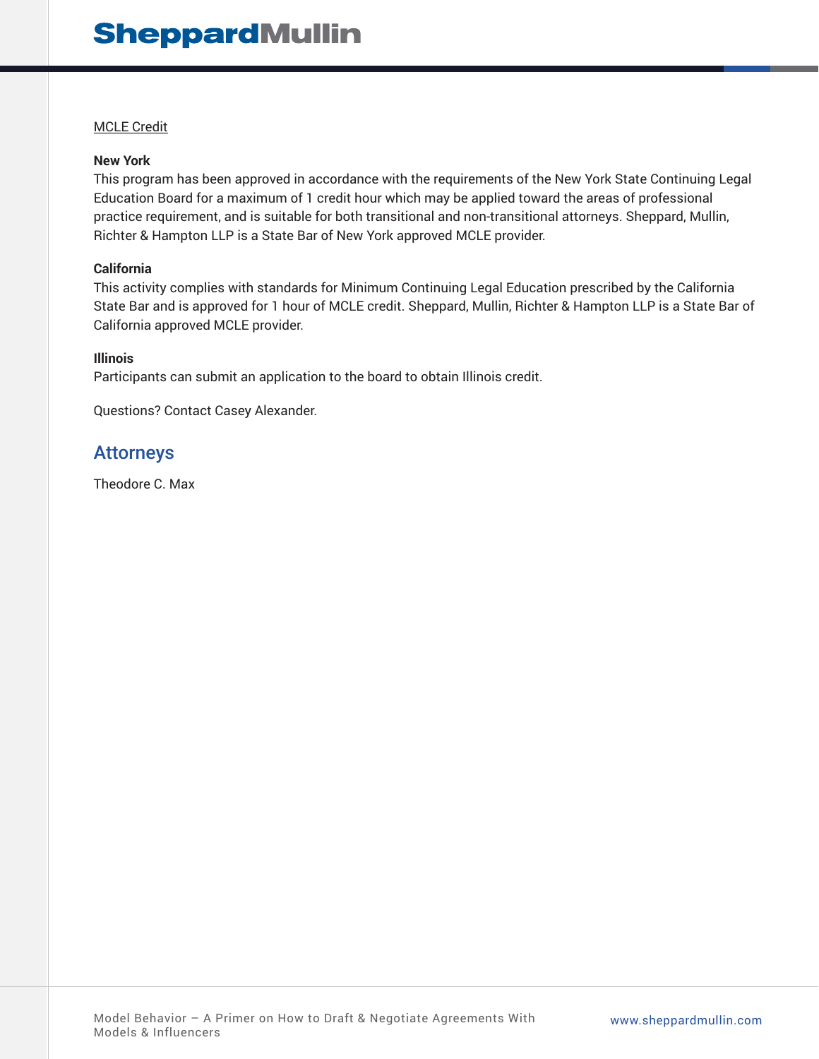MCLE Credit

**New York**
This program has been approved in accordance with the requirements of the New York State Continuing Legal Education Board for a maximum of 1 credit hour which may be applied toward the areas of professional practice requirement, and is suitable for both transitional and non-transitional attorneys. Sheppard, Mullin, Richter & Hampton LLP is a State Bar of New York approved MCLE provider.

**California**
This activity complies with standards for Minimum Continuing Legal Education prescribed by the California State Bar and is approved for 1 hour of MCLE credit. Sheppard, Mullin, Richter & Hampton LLP is a State Bar of California approved MCLE provider.

**Illinois**
Participants can submit an application to the board to obtain Illinois credit.

Questions? Contact Casey Alexander.

## Attorneys

Theodore C. Max